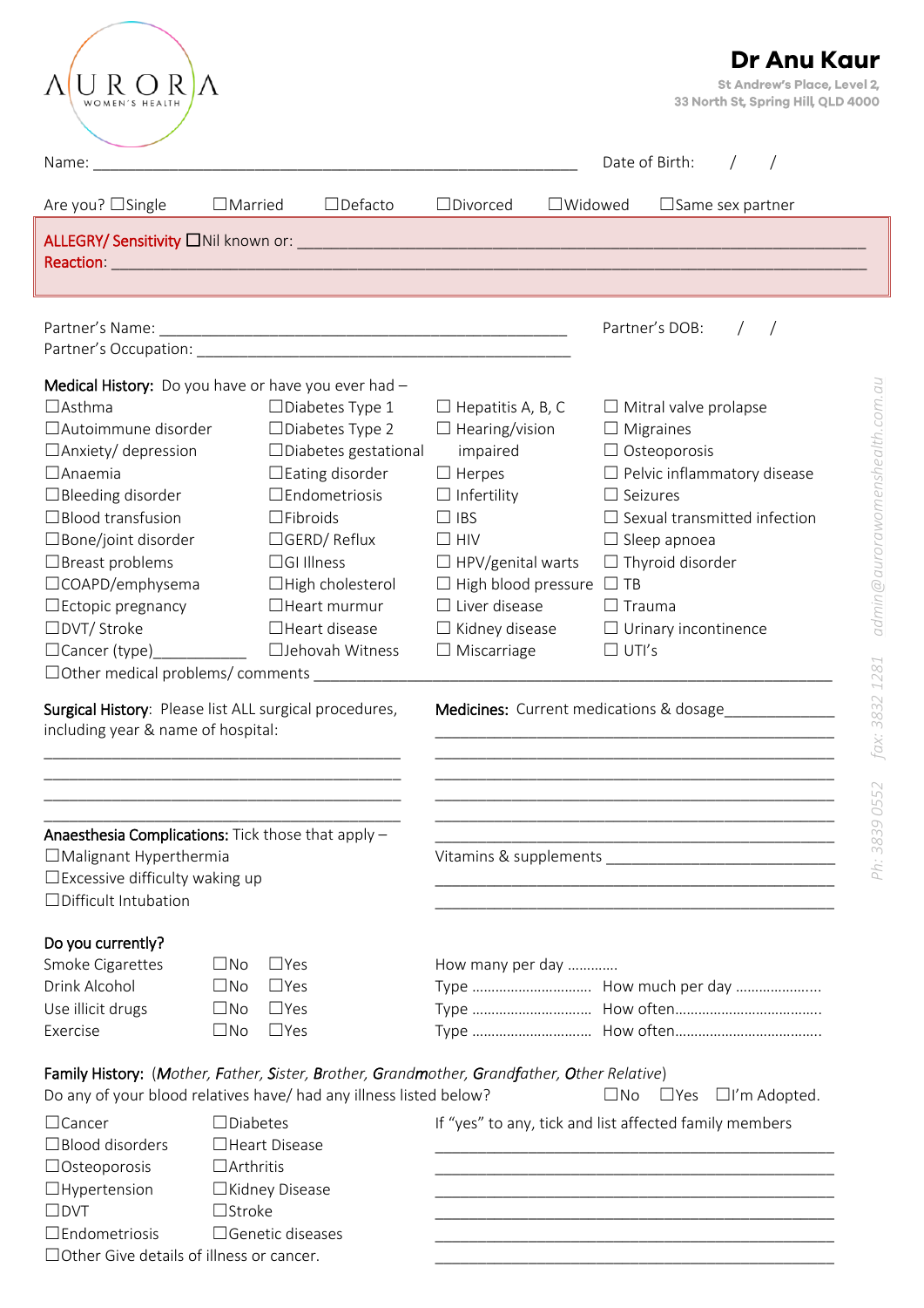AURORA WOMEN'S HEALTH

# Dr Anu Kaur

St Andrew's Place, Level 2,
33 North St, Spring Hill, QLD 4000

Name: ___________________________________________ Date of Birth: / /

Are you? ☐Single ☐Married ☐Defacto ☐Divorced ☐Widowed ☐Same sex partner

**ALLERGY/ Sensitivity** ☐Nil known or: ___________________________________________
**Reaction**: ___________________________________________

Partner's Name: ___________________________________________ Partner's DOB: / /
Partner's Occupation: ___________________________________________

**Medical History:** Do you have or have you ever had –

| | | | |
|---|---|---|---|
| ☐Asthma | ☐Diabetes Type 1 | ☐ Hepatitis A, B, C | ☐ Mitral valve prolapse |
| ☐Autoimmune disorder | ☐Diabetes Type 2 | ☐ Hearing/vision impaired | ☐ Migraines |
| ☐Anxiety/ depression | ☐Diabetes gestational | | ☐ Osteoporosis |
| ☐Anaemia | ☐Eating disorder | ☐ Herpes | ☐ Pelvic inflammatory disease |
| ☐Bleeding disorder | ☐Endometriosis | ☐ Infertility | ☐ Seizures |
| ☐Blood transfusion | ☐Fibroids | ☐ IBS | ☐ Sexual transmitted infection |
| ☐Bone/joint disorder | ☐GERD/ Reflux | ☐ HIV | ☐ Sleep apnoea |
| ☐Breast problems | ☐GI Illness | ☐ HPV/genital warts | ☐ Thyroid disorder |
| ☐COAPD/emphysema | ☐High cholesterol | ☐ High blood pressure | ☐ TB |
| ☐Ectopic pregnancy | ☐Heart murmur | ☐ Liver disease | ☐ Trauma |
| ☐DVT/ Stroke | ☐Heart disease | ☐ Kidney disease | ☐ Urinary incontinence |
| ☐Cancer (type)___________ | ☐Jehovah Witness | ☐ Miscarriage | ☐ UTI's |

☐Other medical problems/ comments ___________________________________________

**Surgical History**: Please list ALL surgical procedures, including year & name of hospital:

___________________________________________
___________________________________________
___________________________________________
___________________________________________

**Anaesthesia Complications:** Tick those that apply –

☐Malignant Hyperthermia
☐Excessive difficulty waking up
☐Difficult Intubation

**Medicines:** Current medications & dosage_____________

___________________________________________
___________________________________________
___________________________________________
___________________________________________
___________________________________________

Vitamins & supplements ___________________________
___________________________________________
___________________________________________

**Do you currently?**

| | | | | |
|---|---|---|---|---|
| Smoke Cigarettes | ☐No | ☐Yes | How many per day ............ | |
| Drink Alcohol | ☐No | ☐Yes | Type .............................. | How much per day ..................... |
| Use illicit drugs | ☐No | ☐Yes | Type .............................. | How often.................................... |
| Exercise | ☐No | ☐Yes | Type .............................. | How often.................................... |

**Family History:** (*M*other, *F*ather, *S*ister, *B*rother, *G*rand*m*other, *G*rand*f*ather, *O*ther Relative)
Do any of your blood relatives have/ had any illness listed below? ☐No ☐Yes ☐I'm Adopted.

| | |
|---|---|
| ☐Cancer | ☐Diabetes |
| ☐Blood disorders | ☐Heart Disease |
| ☐Osteoporosis | ☐Arthritis |
| ☐Hypertension | ☐Kidney Disease |
| ☐DVT | ☐Stroke |
| ☐Endometriosis | ☐Genetic diseases |

☐Other Give details of illness or cancer.

If "yes" to any, tick and list affected family members

___________________________________________
___________________________________________
___________________________________________
___________________________________________
___________________________________________
___________________________________________

Ph: 3839 0552 fax: 3832 1281 admin@aurorawomenshealth.com.au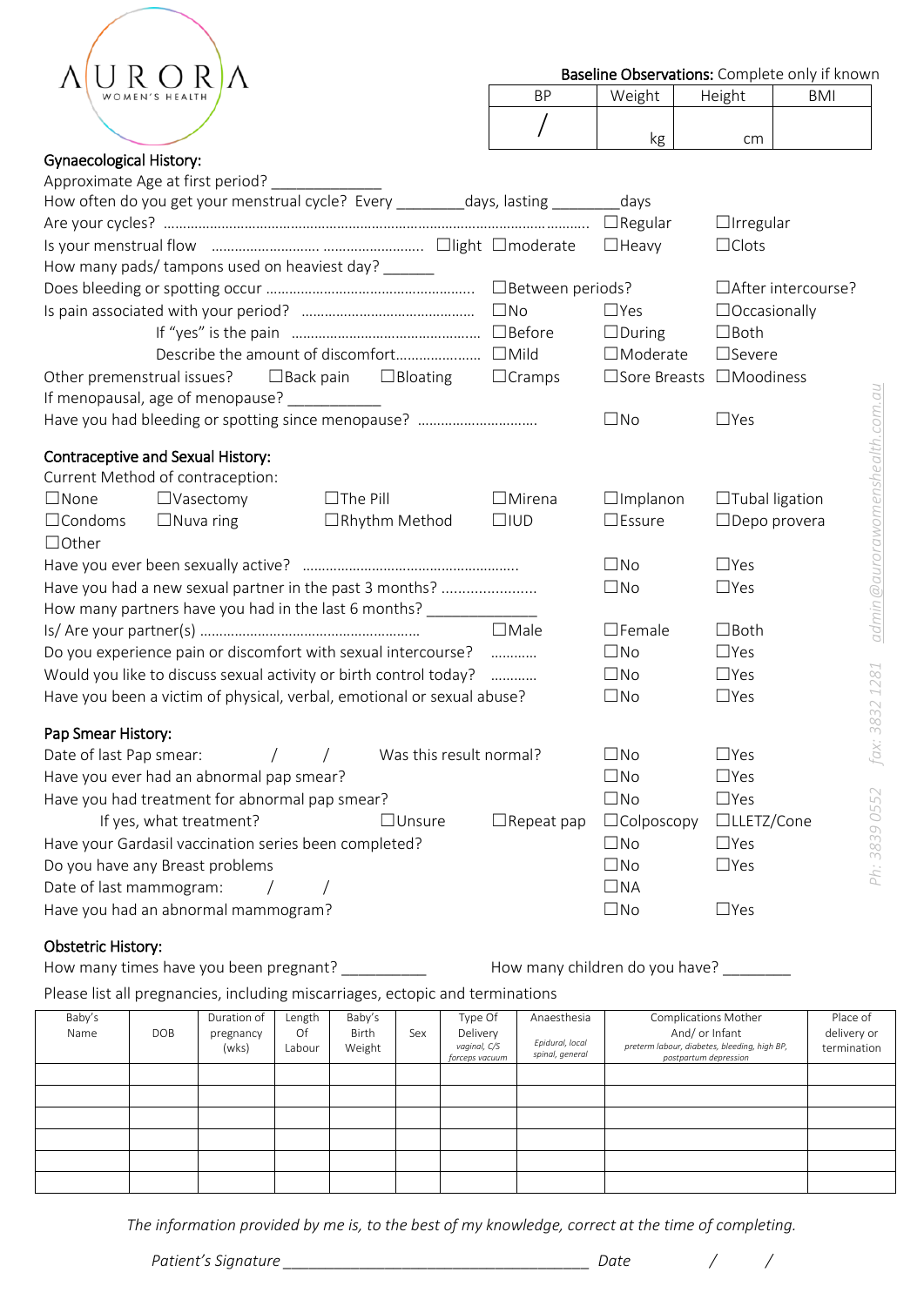AURORA WOMEN'S HEALTH

**Baseline Observations:** Complete only if known

| BP | Weight | Height | BMI |
|---|---|---|---|
| / | kg | cm | |

## Gynaecological History:

Approximate Age at first period? _____________

How often do you get your menstrual cycle? Every ________days, lasting _________days

Are your cycles? ☐Regular ☐Irregular

Is your menstrual flow ☐light ☐moderate ☐Heavy ☐Clots

How many pads/ tampons used on heaviest day? ______

Does bleeding or spotting occur ☐Between periods? ☐After intercourse?

Is pain associated with your period? ☐No ☐Yes ☐Occasionally

If "yes" is the pain ☐Before ☐During ☐Both

Describe the amount of discomfort ☐Mild ☐Moderate ☐Severe

Other premenstrual issues? ☐Back pain ☐Bloating ☐Cramps ☐Sore Breasts ☐Moodiness

If menopausal, age of menopause? ___________

Have you had bleeding or spotting since menopause? ☐No ☐Yes

## Contraceptive and Sexual History:

Current Method of contraception:

☐None ☐Vasectomy ☐The Pill ☐Mirena ☐Implanon ☐Tubal ligation

☐Condoms ☐Nuva ring ☐Rhythm Method ☐IUD ☐Essure ☐Depo provera

☐Other

Have you ever been sexually active? ☐No ☐Yes

Have you had a new sexual partner in the past 3 months? ☐No ☐Yes

How many partners have you had in the last 6 months? ______________

Is/ Are your partner(s) ☐Male ☐Female ☐Both

Do you experience pain or discomfort with sexual intercourse? ☐No ☐Yes

Would you like to discuss sexual activity or birth control today? ☐No ☐Yes

Have you been a victim of physical, verbal, emotional or sexual abuse? ☐No ☐Yes

## Pap Smear History:

Date of last Pap smear: / / Was this result normal? ☐No ☐Yes

Have you ever had an abnormal pap smear? ☐No ☐Yes

Have you had treatment for abnormal pap smear? ☐No ☐Yes

If yes, what treatment? ☐Unsure ☐Repeat pap ☐Colposcopy ☐LLETZ/Cone

Have your Gardasil vaccination series been completed? ☐No ☐Yes

Do you have any Breast problems ☐No ☐Yes

Date of last mammogram: / / ☐NA

Have you had an abnormal mammogram? ☐No ☐Yes

## Obstetric History:

How many times have you been pregnant? __________ How many children do you have? ________

Please list all pregnancies, including miscarriages, ectopic and terminations

| Baby's Name | DOB | Duration of pregnancy (wks) | Length Of Labour | Baby's Birth Weight | Sex | Type Of Delivery *vaginal, C/S forceps vacuum* | Anaesthesia *Epidural, local spinal, general* | Complications Mother And/ or Infant *preterm labour, diabetes, bleeding, high BP, postpartum depression* | Place of delivery or termination |
|---|---|---|---|---|---|---|---|---|---|
| | | | | | | | | | |
| | | | | | | | | | |
| | | | | | | | | | |
| | | | | | | | | | |
| | | | | | | | | | |
| | | | | | | | | | |

*The information provided by me is, to the best of my knowledge, correct at the time of completing.*

*Patient's Signature* ____________________________________ *Date* / /

Ph: 3839 0552 fax: 3832 1281 admin@aurorawomenshealth.com.au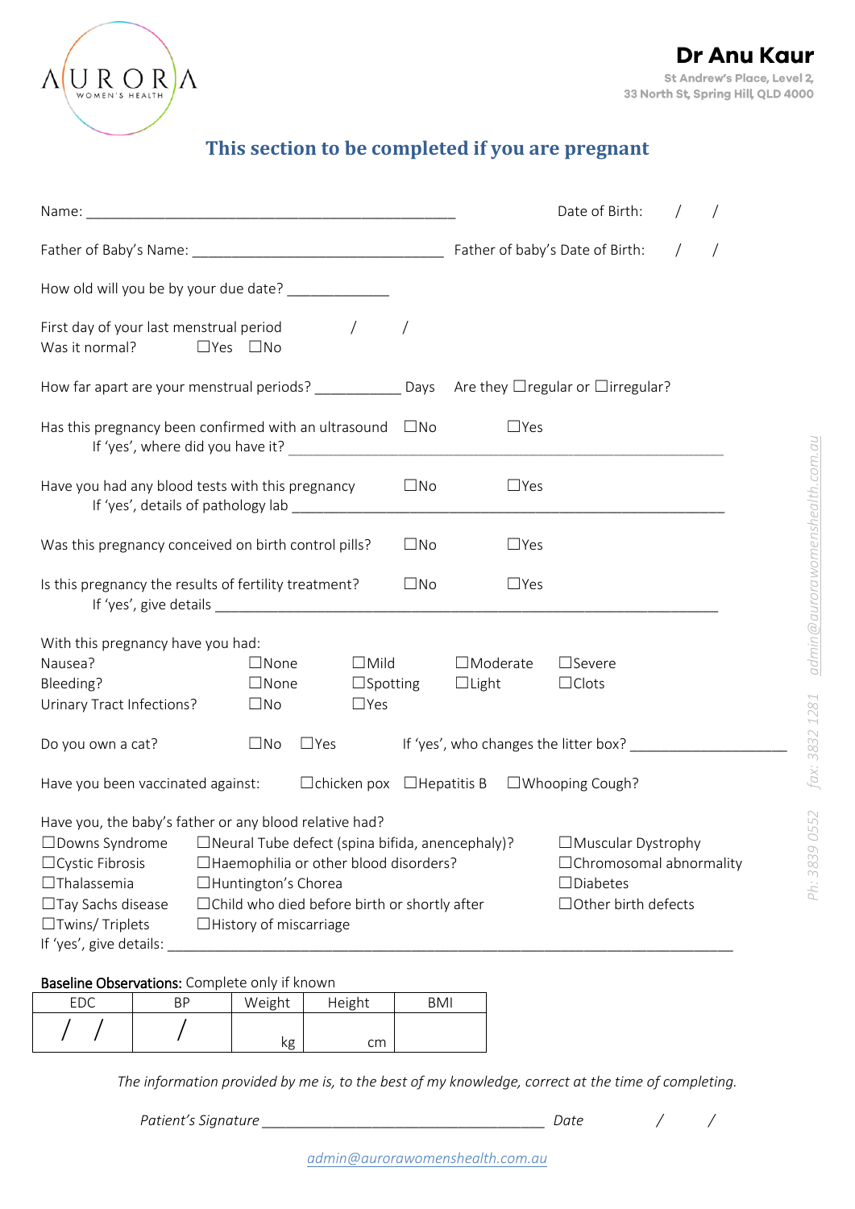**Dr Anu Kaur**

St Andrew's Place, Level 2,
33 North St, Spring Hill, QLD 4000

## This section to be completed if you are pregnant

Name: ______________________________________________ Date of Birth: / /

Father of Baby's Name: _______________________________ Father of baby's Date of Birth: / /

How old will you be by your due date? ____________

First day of your last menstrual period / /
Was it normal? ☐Yes ☐No

How far apart are your menstrual periods? __________ Days Are they ☐regular or ☐irregular?

Has this pregnancy been confirmed with an ultrasound ☐No ☐Yes
If 'yes', where did you have it? ____________________________________________________

Have you had any blood tests with this pregnancy ☐No ☐Yes
If 'yes', details of pathology lab ____________________________________________________

Was this pregnancy conceived on birth control pills? ☐No ☐Yes

Is this pregnancy the results of fertility treatment? ☐No ☐Yes
If 'yes', give details ____________________________________________________________

With this pregnancy have you had:
Nausea? ☐None ☐Mild ☐Moderate ☐Severe
Bleeding? ☐None ☐Spotting ☐Light ☐Clots
Urinary Tract Infections? ☐No ☐Yes

Do you own a cat? ☐No ☐Yes If 'yes', who changes the litter box? __________________

Have you been vaccinated against: ☐chicken pox ☐Hepatitis B ☐Whooping Cough?

Have you, the baby's father or any blood relative had?
☐Downs Syndrome ☐Neural Tube defect (spina bifida, anencephaly)? ☐Muscular Dystrophy
☐Cystic Fibrosis ☐Haemophilia or other blood disorders? ☐Chromosomal abnormality
☐Thalassemia ☐Huntington's Chorea ☐Diabetes
☐Tay Sachs disease ☐Child who died before birth or shortly after ☐Other birth defects
☐Twins/ Triplets ☐History of miscarriage
If 'yes', give details: ____________________________________________________________

**Baseline Observations:** Complete only if known

| EDC | BP | Weight | Height | BMI |
|---|---|---|---|---|
| / / | / | kg | cm | |

*The information provided by me is, to the best of my knowledge, correct at the time of completing.*

*Patient's Signature* ___________________________________ *Date* / /

admin@aurorawomenshealth.com.au

*Ph: 3839 0552 fax: 3832 1281 admin@aurorawomenshealth.com.au*